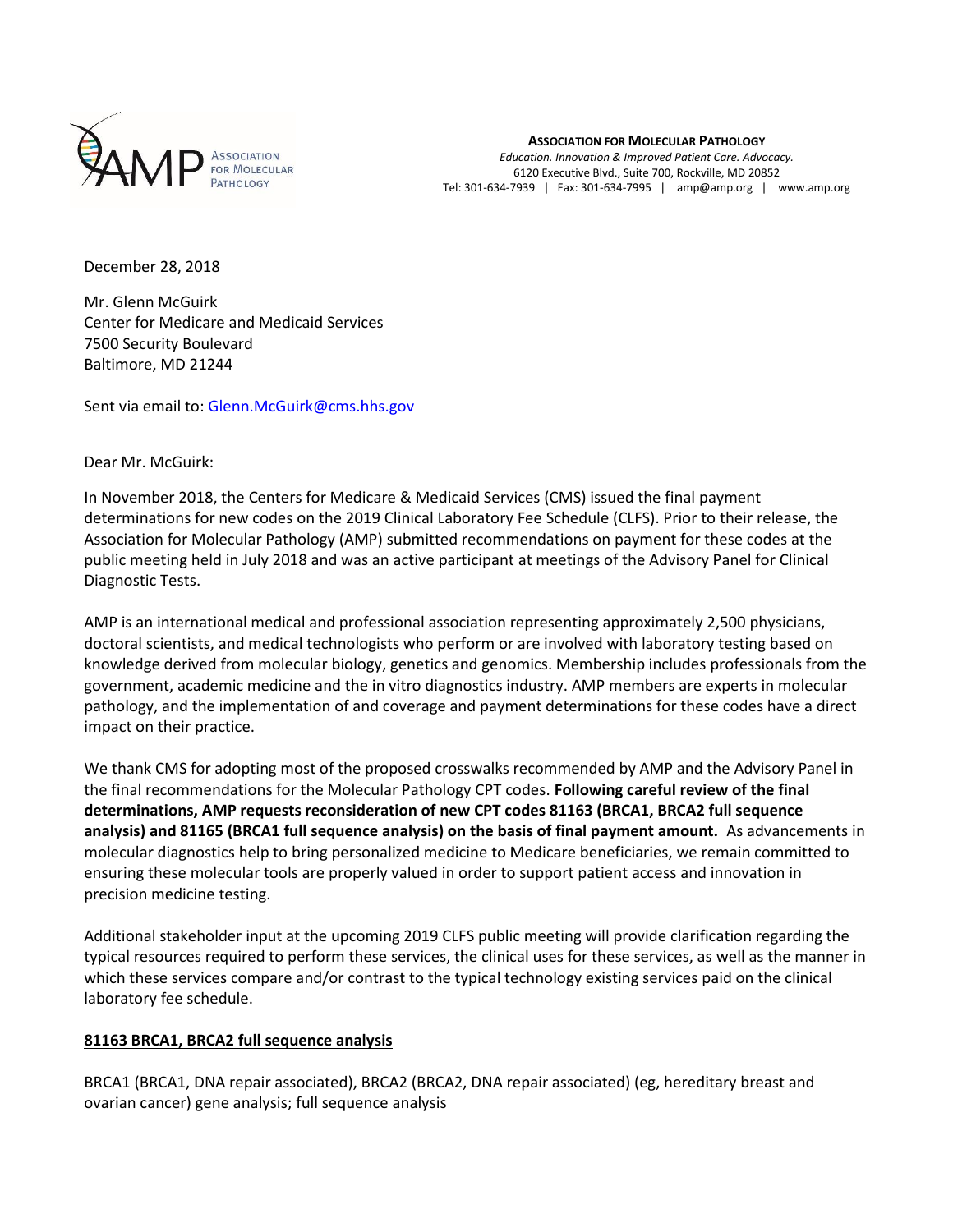**ASSOCIATION FOR MOLECULAR PATHOLOGY**
*Education. Innovation & Improved Patient Care. Advocacy.*
6120 Executive Blvd., Suite 700, Rockville, MD 20852
Tel: 301-634-7939 | Fax: 301-634-7995 | amp@amp.org | www.amp.org

December 28, 2018

Mr. Glenn McGuirk
Center for Medicare and Medicaid Services
7500 Security Boulevard
Baltimore, MD 21244

Sent via email to: Glenn.McGuirk@cms.hhs.gov

Dear Mr. McGuirk:

In November 2018, the Centers for Medicare & Medicaid Services (CMS) issued the final payment determinations for new codes on the 2019 Clinical Laboratory Fee Schedule (CLFS). Prior to their release, the Association for Molecular Pathology (AMP) submitted recommendations on payment for these codes at the public meeting held in July 2018 and was an active participant at meetings of the Advisory Panel for Clinical Diagnostic Tests.

AMP is an international medical and professional association representing approximately 2,500 physicians, doctoral scientists, and medical technologists who perform or are involved with laboratory testing based on knowledge derived from molecular biology, genetics and genomics. Membership includes professionals from the government, academic medicine and the in vitro diagnostics industry. AMP members are experts in molecular pathology, and the implementation of and coverage and payment determinations for these codes have a direct impact on their practice.

We thank CMS for adopting most of the proposed crosswalks recommended by AMP and the Advisory Panel in the final recommendations for the Molecular Pathology CPT codes. **Following careful review of the final determinations, AMP requests reconsideration of new CPT codes 81163 (BRCA1, BRCA2 full sequence analysis) and 81165 (BRCA1 full sequence analysis) on the basis of final payment amount.** As advancements in molecular diagnostics help to bring personalized medicine to Medicare beneficiaries, we remain committed to ensuring these molecular tools are properly valued in order to support patient access and innovation in precision medicine testing.

Additional stakeholder input at the upcoming 2019 CLFS public meeting will provide clarification regarding the typical resources required to perform these services, the clinical uses for these services, as well as the manner in which these services compare and/or contrast to the typical technology existing services paid on the clinical laboratory fee schedule.

**81163 BRCA1, BRCA2 full sequence analysis**

BRCA1 (BRCA1, DNA repair associated), BRCA2 (BRCA2, DNA repair associated) (eg, hereditary breast and ovarian cancer) gene analysis; full sequence analysis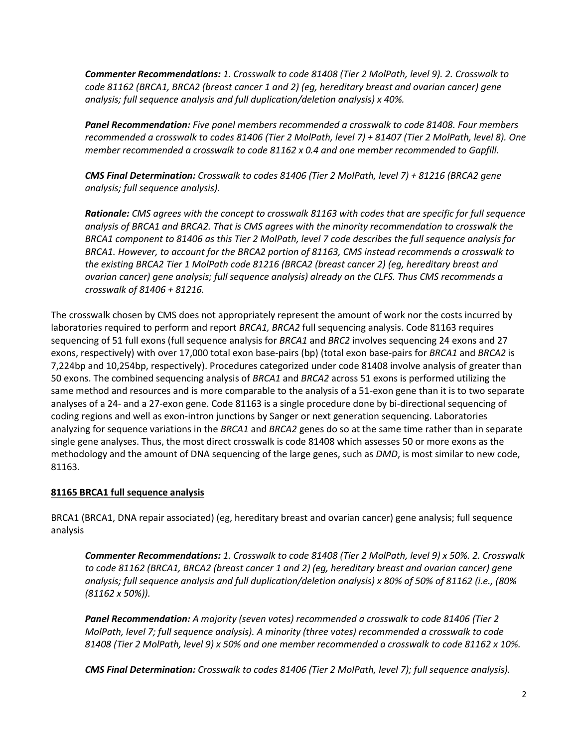***Commenter Recommendations:*** *1. Crosswalk to code 81408 (Tier 2 MolPath, level 9). 2. Crosswalk to code 81162 (BRCA1, BRCA2 (breast cancer 1 and 2) (eg, hereditary breast and ovarian cancer) gene analysis; full sequence analysis and full duplication/deletion analysis) x 40%.*

***Panel Recommendation:*** *Five panel members recommended a crosswalk to code 81408. Four members recommended a crosswalk to codes 81406 (Tier 2 MolPath, level 7) + 81407 (Tier 2 MolPath, level 8). One member recommended a crosswalk to code 81162 x 0.4 and one member recommended to Gapfill.*

***CMS Final Determination:*** *Crosswalk to codes 81406 (Tier 2 MolPath, level 7) + 81216 (BRCA2 gene analysis; full sequence analysis).*

***Rationale:*** *CMS agrees with the concept to crosswalk 81163 with codes that are specific for full sequence analysis of BRCA1 and BRCA2. That is CMS agrees with the minority recommendation to crosswalk the BRCA1 component to 81406 as this Tier 2 MolPath, level 7 code describes the full sequence analysis for BRCA1. However, to account for the BRCA2 portion of 81163, CMS instead recommends a crosswalk to the existing BRCA2 Tier 1 MolPath code 81216 (BRCA2 (breast cancer 2) (eg, hereditary breast and ovarian cancer) gene analysis; full sequence analysis) already on the CLFS. Thus CMS recommends a crosswalk of 81406 + 81216.*

The crosswalk chosen by CMS does not appropriately represent the amount of work nor the costs incurred by laboratories required to perform and report *BRCA1, BRCA2* full sequencing analysis. Code 81163 requires sequencing of 51 full exons (full sequence analysis for *BRCA1* and *BRC2* involves sequencing 24 exons and 27 exons, respectively) with over 17,000 total exon base-pairs (bp) (total exon base-pairs for *BRCA1* and *BRCA2* is 7,224bp and 10,254bp, respectively). Procedures categorized under code 81408 involve analysis of greater than 50 exons. The combined sequencing analysis of *BRCA1* and *BRCA2* across 51 exons is performed utilizing the same method and resources and is more comparable to the analysis of a 51-exon gene than it is to two separate analyses of a 24- and a 27-exon gene. Code 81163 is a single procedure done by bi-directional sequencing of coding regions and well as exon-intron junctions by Sanger or next generation sequencing. Laboratories analyzing for sequence variations in the *BRCA1* and *BRCA2* genes do so at the same time rather than in separate single gene analyses. Thus, the most direct crosswalk is code 81408 which assesses 50 or more exons as the methodology and the amount of DNA sequencing of the large genes, such as *DMD*, is most similar to new code, 81163.

**<u>81165 BRCA1 full sequence analysis</u>**

BRCA1 (BRCA1, DNA repair associated) (eg, hereditary breast and ovarian cancer) gene analysis; full sequence analysis

***Commenter Recommendations:*** *1. Crosswalk to code 81408 (Tier 2 MolPath, level 9) x 50%. 2. Crosswalk to code 81162 (BRCA1, BRCA2 (breast cancer 1 and 2) (eg, hereditary breast and ovarian cancer) gene analysis; full sequence analysis and full duplication/deletion analysis) x 80% of 50% of 81162 (i.e., (80% (81162 x 50%)).*

***Panel Recommendation:*** *A majority (seven votes) recommended a crosswalk to code 81406 (Tier 2 MolPath, level 7; full sequence analysis). A minority (three votes) recommended a crosswalk to code 81408 (Tier 2 MolPath, level 9) x 50% and one member recommended a crosswalk to code 81162 x 10%.*

***CMS Final Determination:*** *Crosswalk to codes 81406 (Tier 2 MolPath, level 7); full sequence analysis).*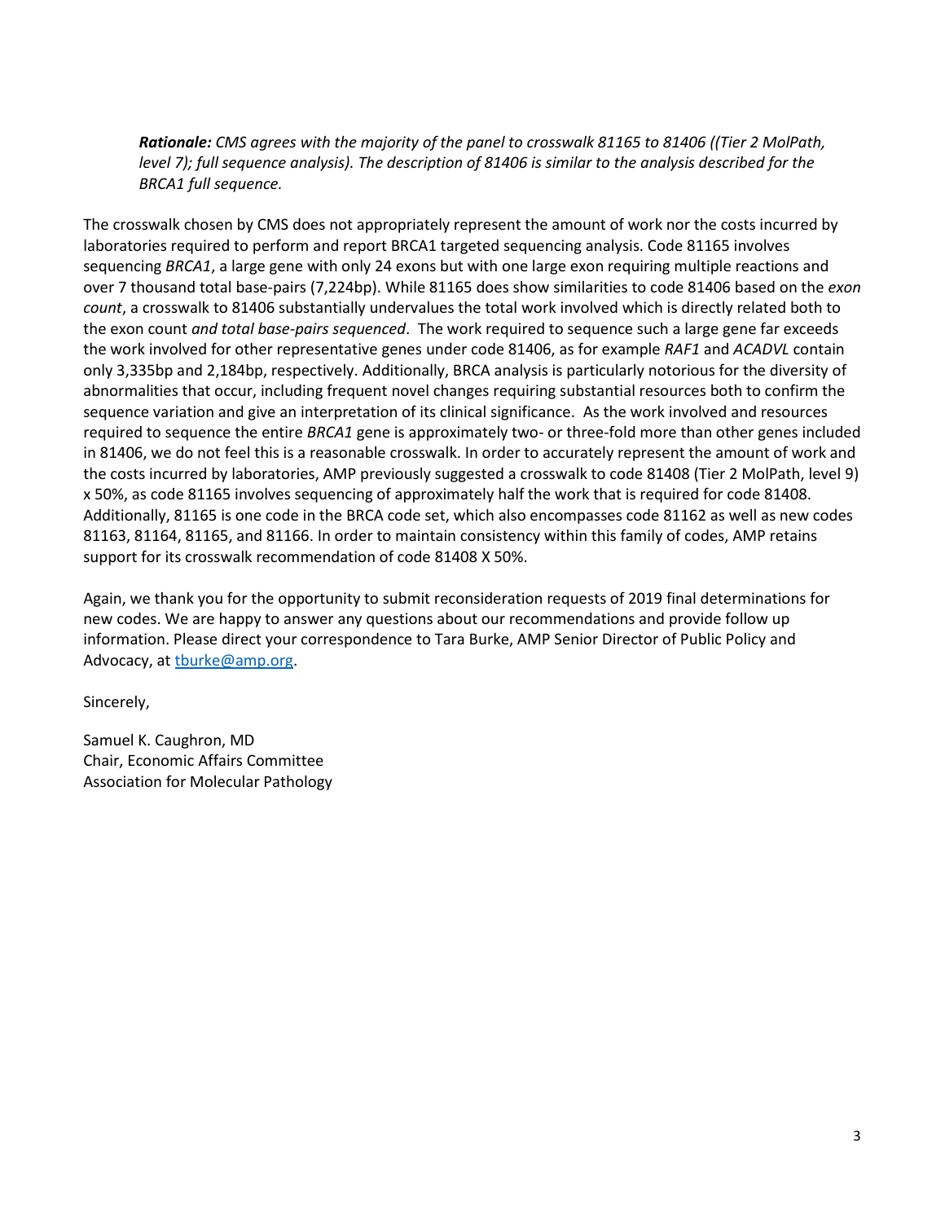***Rationale:*** *CMS agrees with the majority of the panel to crosswalk 81165 to 81406 ((Tier 2 MolPath, level 7); full sequence analysis). The description of 81406 is similar to the analysis described for the BRCA1 full sequence.*

The crosswalk chosen by CMS does not appropriately represent the amount of work nor the costs incurred by laboratories required to perform and report BRCA1 targeted sequencing analysis. Code 81165 involves sequencing *BRCA1*, a large gene with only 24 exons but with one large exon requiring multiple reactions and over 7 thousand total base-pairs (7,224bp). While 81165 does show similarities to code 81406 based on the *exon count*, a crosswalk to 81406 substantially undervalues the total work involved which is directly related both to the exon count *and total base-pairs sequenced*. The work required to sequence such a large gene far exceeds the work involved for other representative genes under code 81406, as for example *RAF1* and *ACADVL* contain only 3,335bp and 2,184bp, respectively. Additionally, BRCA analysis is particularly notorious for the diversity of abnormalities that occur, including frequent novel changes requiring substantial resources both to confirm the sequence variation and give an interpretation of its clinical significance. As the work involved and resources required to sequence the entire *BRCA1* gene is approximately two- or three-fold more than other genes included in 81406, we do not feel this is a reasonable crosswalk. In order to accurately represent the amount of work and the costs incurred by laboratories, AMP previously suggested a crosswalk to code 81408 (Tier 2 MolPath, level 9) x 50%, as code 81165 involves sequencing of approximately half the work that is required for code 81408. Additionally, 81165 is one code in the BRCA code set, which also encompasses code 81162 as well as new codes 81163, 81164, 81165, and 81166. In order to maintain consistency within this family of codes, AMP retains support for its crosswalk recommendation of code 81408 X 50%.

Again, we thank you for the opportunity to submit reconsideration requests of 2019 final determinations for new codes. We are happy to answer any questions about our recommendations and provide follow up information. Please direct your correspondence to Tara Burke, AMP Senior Director of Public Policy and Advocacy, at tburke@amp.org.

Sincerely,

Samuel K. Caughron, MD
Chair, Economic Affairs Committee
Association for Molecular Pathology